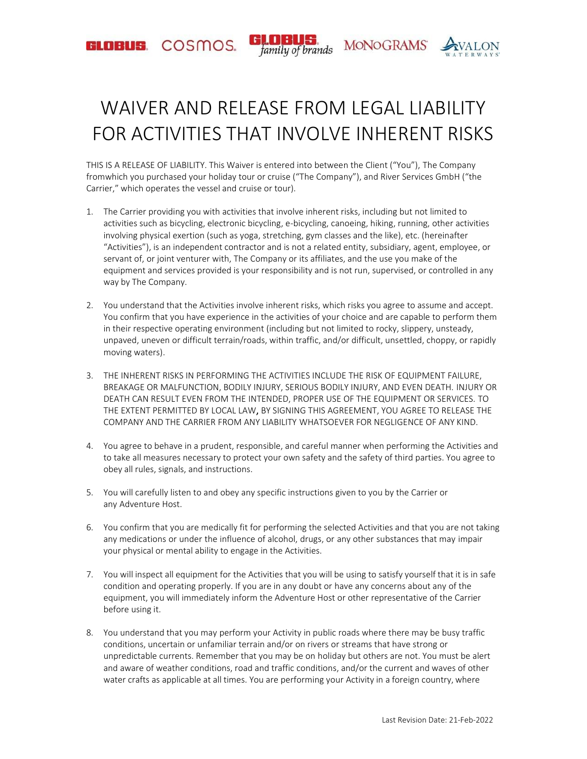# WAIVER AND RELEASE FROM LEGAL LIABILITY FOR ACTIVITIES THAT INVOLVE INHERENT RISKS

THIS IS A RELEASE OF LIABILITY. This Waiver is entered into between the Client ("You"), The Company fromwhich you purchased your holiday tour or cruise ("The Company"), and River Services GmbH ("the Carrier," which operates the vessel and cruise or tour).

1. The Carrier providing you with activities that involve inherent risks, including but not limited to activities such as bicycling, electronic bicycling, e-bicycling, canoeing, hiking, running, other activities involving physical exertion (such as yoga, stretching, gym classes and the like), etc. (hereinafter "Activities"), is an independent contractor and is not a related entity, subsidiary, agent, employee, or servant of, or joint venturer with, The Company or its affiliates, and the use you make of the equipment and services provided is your responsibility and is not run, supervised, or controlled in any way by The Company.

2. You understand that the Activities involve inherent risks, which risks you agree to assume and accept. You confirm that you have experience in the activities of your choice and are capable to perform them in their respective operating environment (including but not limited to rocky, slippery, unsteady, unpaved, uneven or difficult terrain/roads, within traffic, and/or difficult, unsettled, choppy, or rapidly moving waters).

3. THE INHERENT RISKS IN PERFORMING THE ACTIVITIES INCLUDE THE RISK OF EQUIPMENT FAILURE, BREAKAGE OR MALFUNCTION, BODILY INJURY, SERIOUS BODILY INJURY, AND EVEN DEATH. INJURY OR DEATH CAN RESULT EVEN FROM THE INTENDED, PROPER USE OF THE EQUIPMENT OR SERVICES. TO THE EXTENT PERMITTED BY LOCAL LAW, BY SIGNING THIS AGREEMENT, YOU AGREE TO RELEASE THE COMPANY AND THE CARRIER FROM ANY LIABILITY WHATSOEVER FOR NEGLIGENCE OF ANY KIND.

4. You agree to behave in a prudent, responsible, and careful manner when performing the Activities and to take all measures necessary to protect your own safety and the safety of third parties. You agree to obey all rules, signals, and instructions.

5. You will carefully listen to and obey any specific instructions given to you by the Carrier or any Adventure Host.

6. You confirm that you are medically fit for performing the selected Activities and that you are not taking any medications or under the influence of alcohol, drugs, or any other substances that may impair your physical or mental ability to engage in the Activities.

7. You will inspect all equipment for the Activities that you will be using to satisfy yourself that it is in safe condition and operating properly. If you are in any doubt or have any concerns about any of the equipment, you will immediately inform the Adventure Host or other representative of the Carrier before using it.

8. You understand that you may perform your Activity in public roads where there may be busy traffic conditions, uncertain or unfamiliar terrain and/or on rivers or streams that have strong or unpredictable currents. Remember that you may be on holiday but others are not. You must be alert and aware of weather conditions, road and traffic conditions, and/or the current and waves of other water crafts as applicable at all times. You are performing your Activity in a foreign country, where

Last Revision Date: 21-Feb-2022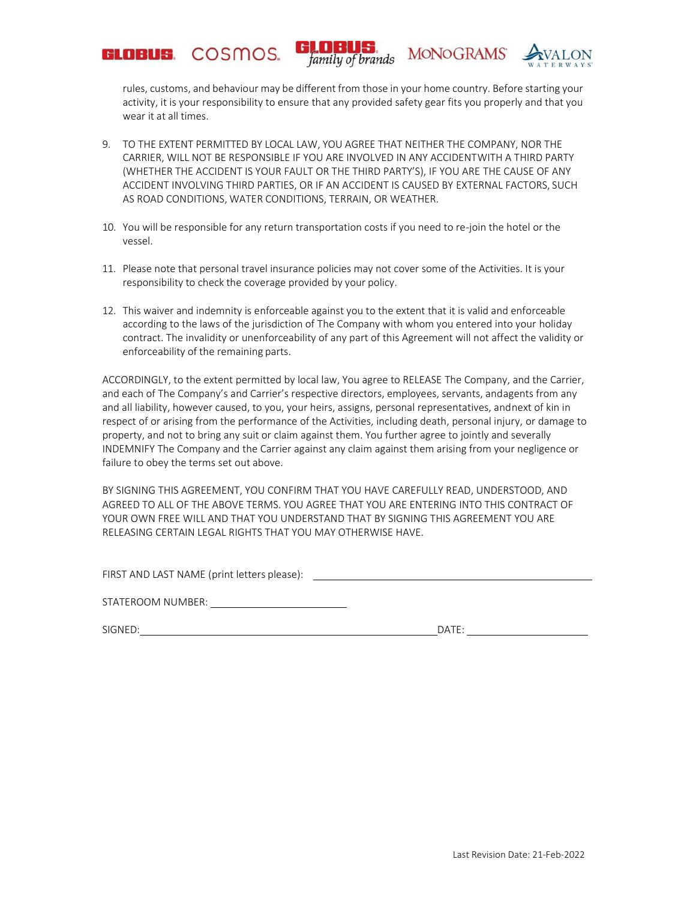rules, customs, and behaviour may be different from those in your home country. Before starting your activity, it is your responsibility to ensure that any provided safety gear fits you properly and that you wear it at all times.

9. TO THE EXTENT PERMITTED BY LOCAL LAW, YOU AGREE THAT NEITHER THE COMPANY, NOR THE CARRIER, WILL NOT BE RESPONSIBLE IF YOU ARE INVOLVED IN ANY ACCIDENTWITH A THIRD PARTY (WHETHER THE ACCIDENT IS YOUR FAULT OR THE THIRD PARTY'S), IF YOU ARE THE CAUSE OF ANY ACCIDENT INVOLVING THIRD PARTIES, OR IF AN ACCIDENT IS CAUSED BY EXTERNAL FACTORS, SUCH AS ROAD CONDITIONS, WATER CONDITIONS, TERRAIN, OR WEATHER.

10. You will be responsible for any return transportation costs if you need to re-join the hotel or the vessel.

11. Please note that personal travel insurance policies may not cover some of the Activities. It is your responsibility to check the coverage provided by your policy.

12. This waiver and indemnity is enforceable against you to the extent that it is valid and enforceable according to the laws of the jurisdiction of The Company with whom you entered into your holiday contract. The invalidity or unenforceability of any part of this Agreement will not affect the validity or enforceability of the remaining parts.

ACCORDINGLY, to the extent permitted by local law, You agree to RELEASE The Company, and the Carrier, and each of The Company's and Carrier's respective directors, employees, servants, andagents from any and all liability, however caused, to you, your heirs, assigns, personal representatives, andnext of kin in respect of or arising from the performance of the Activities, including death, personal injury, or damage to property, and not to bring any suit or claim against them. You further agree to jointly and severally INDEMNIFY The Company and the Carrier against any claim against them arising from your negligence or failure to obey the terms set out above.

BY SIGNING THIS AGREEMENT, YOU CONFIRM THAT YOU HAVE CAREFULLY READ, UNDERSTOOD, AND AGREED TO ALL OF THE ABOVE TERMS. YOU AGREE THAT YOU ARE ENTERING INTO THIS CONTRACT OF YOUR OWN FREE WILL AND THAT YOU UNDERSTAND THAT BY SIGNING THIS AGREEMENT YOU ARE RELEASING CERTAIN LEGAL RIGHTS THAT YOU MAY OTHERWISE HAVE.

FIRST AND LAST NAME (print letters please): ______________________________

STATEROOM NUMBER: ______________

SIGNED: ______________________________ DATE: ______________

Last Revision Date: 21-Feb-2022